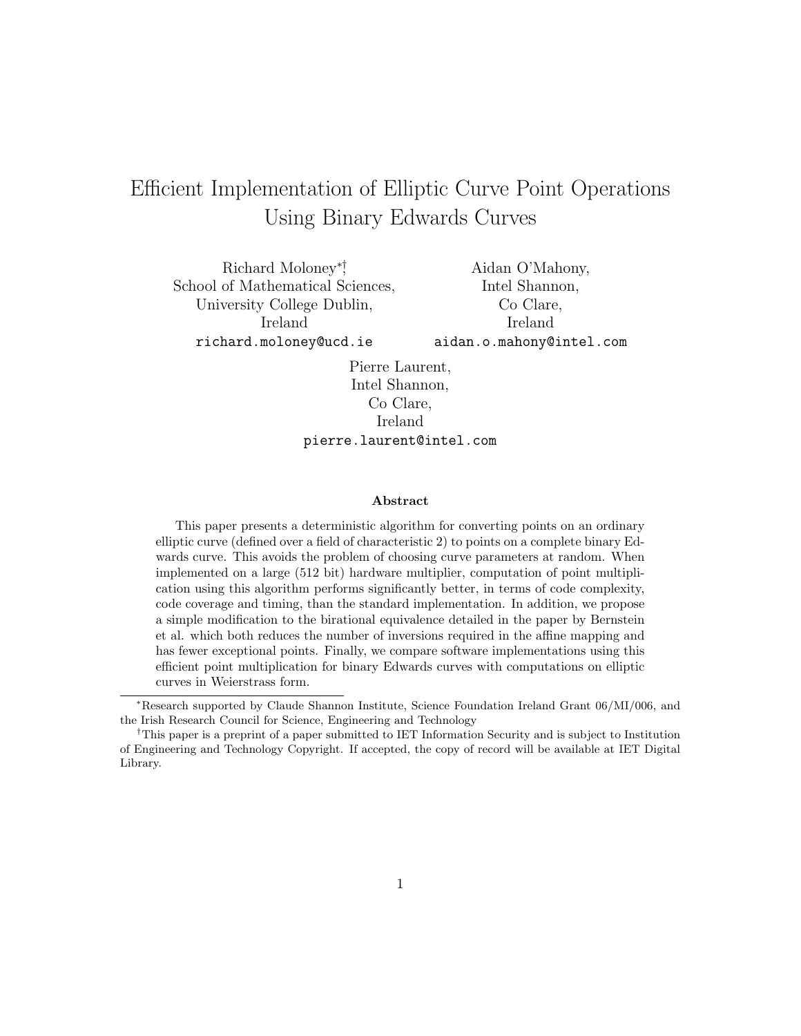# Efficient Implementation of Elliptic Curve Point Operations Using Binary Edwards Curves

Richard Moloney[*][†], School of Mathematical Sciences, University College Dublin, Ireland
`richard.moloney@ucd.ie`

Aidan O'Mahony, Intel Shannon, Co Clare, Ireland
`aidan.o.mahony@intel.com`

Pierre Laurent, Intel Shannon, Co Clare, Ireland
`pierre.laurent@intel.com`

### Abstract

This paper presents a deterministic algorithm for converting points on an ordinary elliptic curve (defined over a field of characteristic 2) to points on a complete binary Edwards curve. This avoids the problem of choosing curve parameters at random. When implemented on a large (512 bit) hardware multiplier, computation of point multiplication using this algorithm performs significantly better, in terms of code complexity, code coverage and timing, than the standard implementation. In addition, we propose a simple modification to the birational equivalence detailed in the paper by Bernstein et al. which both reduces the number of inversions required in the affine mapping and has fewer exceptional points. Finally, we compare software implementations using this efficient point multiplication for binary Edwards curves with computations on elliptic curves in Weierstrass form.

---

[*] Research supported by Claude Shannon Institute, Science Foundation Ireland Grant 06/MI/006, and the Irish Research Council for Science, Engineering and Technology

[†] This paper is a preprint of a paper submitted to IET Information Security and is subject to Institution of Engineering and Technology Copyright. If accepted, the copy of record will be available at IET Digital Library.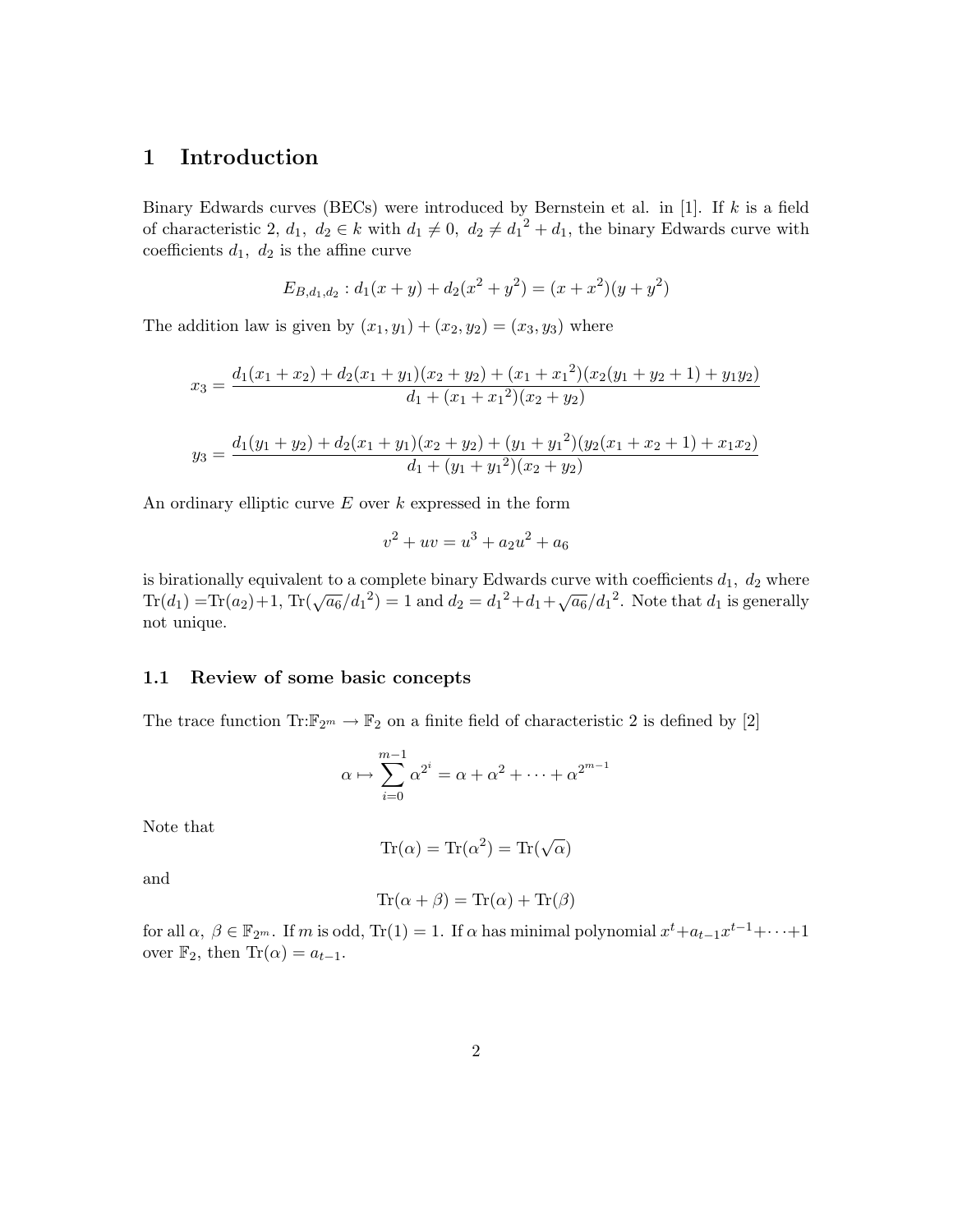# 1 Introduction

Binary Edwards curves (BECs) were introduced by Bernstein et al. in [1]. If $k$ is a field of characteristic 2, $d_1,\ d_2 \in k$ with $d_1 \neq 0,\ d_2 \neq {d_1}^2 + d_1$, the binary Edwards curve with coefficients $d_1,\ d_2$ is the affine curve

$$E_{B,d_1,d_2} : d_1(x+y) + d_2(x^2+y^2) = (x+x^2)(y+y^2)$$

The addition law is given by $(x_1, y_1) + (x_2, y_2) = (x_3, y_3)$ where

$$x_3 = \frac{d_1(x_1+x_2) + d_2(x_1+y_1)(x_2+y_2) + (x_1+{x_1}^2)(x_2(y_1+y_2+1)+y_1y_2)}{d_1 + (x_1+{x_1}^2)(x_2+y_2)}$$

$$y_3 = \frac{d_1(y_1+y_2) + d_2(x_1+y_1)(x_2+y_2) + (y_1+{y_1}^2)(y_2(x_1+x_2+1)+x_1x_2)}{d_1 + (y_1+{y_1}^2)(x_2+y_2)}$$

An ordinary elliptic curve $E$ over $k$ expressed in the form

$$v^2 + uv = u^3 + a_2u^2 + a_6$$

is birationally equivalent to a complete binary Edwards curve with coefficients $d_1,\ d_2$ where $\mathrm{Tr}(d_1) = \mathrm{Tr}(a_2)+1$, $\mathrm{Tr}(\sqrt{a_6}/{d_1}^2) = 1$ and $d_2 = {d_1}^2 + d_1 + \sqrt{a_6}/{d_1}^2$. Note that $d_1$ is generally not unique.

## 1.1 Review of some basic concepts

The trace function $\mathrm{Tr}:\mathbb{F}_{2^m} \rightarrow \mathbb{F}_2$ on a finite field of characteristic 2 is defined by [2]

$$\alpha \mapsto \sum_{i=0}^{m-1} \alpha^{2^i} = \alpha + \alpha^2 + \cdots + \alpha^{2^{m-1}}$$

Note that

$$\mathrm{Tr}(\alpha) = \mathrm{Tr}(\alpha^2) = \mathrm{Tr}(\sqrt{\alpha})$$

and

$$\mathrm{Tr}(\alpha + \beta) = \mathrm{Tr}(\alpha) + \mathrm{Tr}(\beta)$$

for all $\alpha,\ \beta \in \mathbb{F}_{2^m}$. If $m$ is odd, $\mathrm{Tr}(1) = 1$. If $\alpha$ has minimal polynomial $x^t + a_{t-1}x^{t-1} + \cdots + 1$ over $\mathbb{F}_2$, then $\mathrm{Tr}(\alpha) = a_{t-1}$.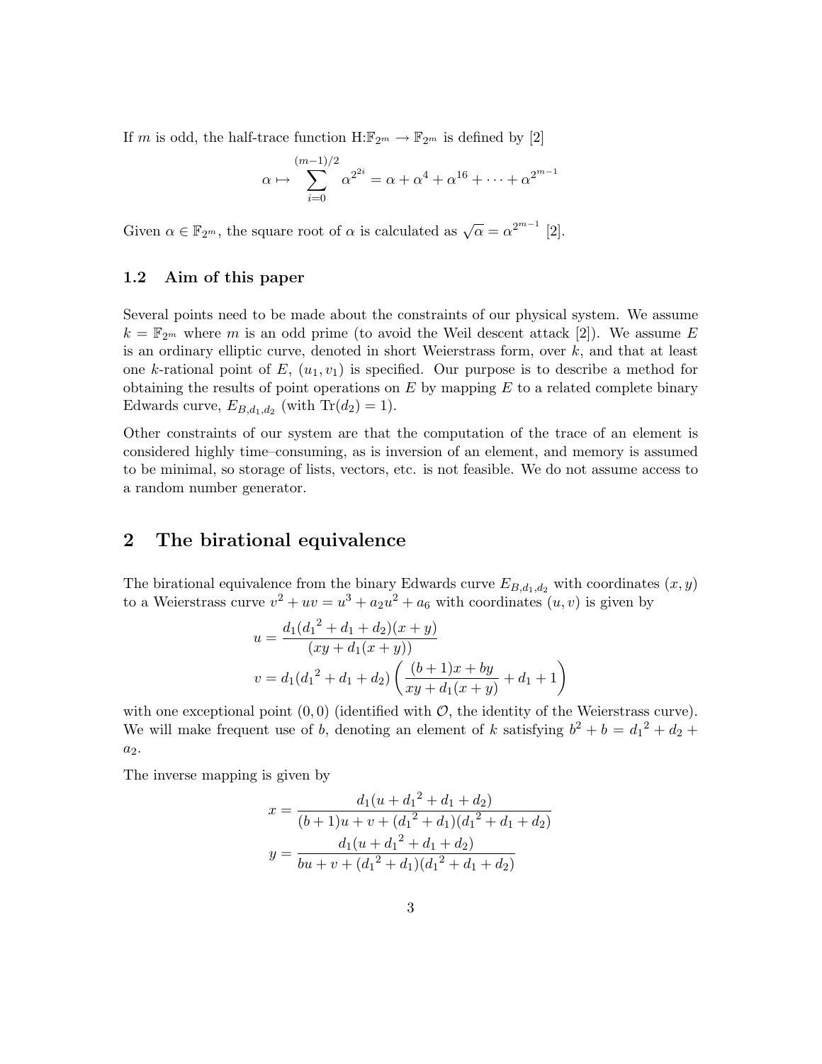If $m$ is odd, the half-trace function H:$\mathbb{F}_{2^m} \to \mathbb{F}_{2^m}$ is defined by [2]

$$\alpha \mapsto \sum_{i=0}^{(m-1)/2} \alpha^{2^{2i}} = \alpha + \alpha^4 + \alpha^{16} + \cdots + \alpha^{2^{m-1}}$$

Given $\alpha \in \mathbb{F}_{2^m}$, the square root of $\alpha$ is calculated as $\sqrt{\alpha} = \alpha^{2^{m-1}}$ [2].

### 1.2 Aim of this paper

Several points need to be made about the constraints of our physical system. We assume $k = \mathbb{F}_{2^m}$ where $m$ is an odd prime (to avoid the Weil descent attack [2]). We assume $E$ is an ordinary elliptic curve, denoted in short Weierstrass form, over $k$, and that at least one $k$-rational point of $E$, $(u_1, v_1)$ is specified. Our purpose is to describe a method for obtaining the results of point operations on $E$ by mapping $E$ to a related complete binary Edwards curve, $E_{B,d_1,d_2}$ (with $\text{Tr}(d_2) = 1$).

Other constraints of our system are that the computation of the trace of an element is considered highly time–consuming, as is inversion of an element, and memory is assumed to be minimal, so storage of lists, vectors, etc. is not feasible. We do not assume access to a random number generator.

## 2 The birational equivalence

The birational equivalence from the binary Edwards curve $E_{B,d_1,d_2}$ with coordinates $(x, y)$ to a Weierstrass curve $v^2 + uv = u^3 + a_2u^2 + a_6$ with coordinates $(u, v)$ is given by

$$u = \frac{d_1({d_1}^2 + d_1 + d_2)(x + y)}{(xy + d_1(x + y))}$$

$$v = d_1({d_1}^2 + d_1 + d_2)\left(\frac{(b + 1)x + by}{xy + d_1(x + y)} + d_1 + 1\right)$$

with one exceptional point $(0, 0)$ (identified with $\mathcal{O}$, the identity of the Weierstrass curve). We will make frequent use of $b$, denoting an element of $k$ satisfying $b^2 + b = {d_1}^2 + d_2 + a_2$.

The inverse mapping is given by

$$x = \frac{d_1(u + {d_1}^2 + d_1 + d_2)}{(b + 1)u + v + ({d_1}^2 + d_1)({d_1}^2 + d_1 + d_2)}$$

$$y = \frac{d_1(u + {d_1}^2 + d_1 + d_2)}{bu + v + ({d_1}^2 + d_1)({d_1}^2 + d_1 + d_2)}$$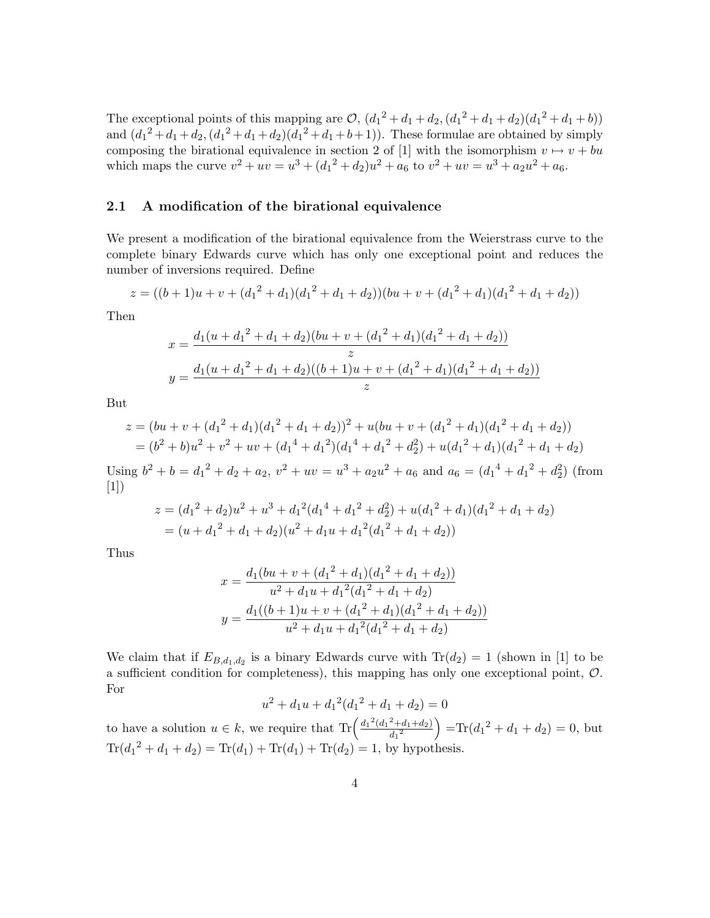The exceptional points of this mapping are $\mathcal{O}$, $({d_1}^2+d_1+d_2, ({d_1}^2+d_1+d_2)({d_1}^2+d_1+b))$ and $({d_1}^2+d_1+d_2, ({d_1}^2+d_1+d_2)({d_1}^2+d_1+b+1))$. These formulae are obtained by simply composing the birational equivalence in section 2 of [1] with the isomorphism $v \mapsto v+bu$ which maps the curve $v^2+uv = u^3+({d_1}^2+d_2)u^2+a_6$ to $v^2+uv = u^3+a_2u^2+a_6$.

## 2.1 A modification of the birational equivalence

We present a modification of the birational equivalence from the Weierstrass curve to the complete binary Edwards curve which has only one exceptional point and reduces the number of inversions required. Define

$$z = ((b+1)u+v+({d_1}^2+d_1)({d_1}^2+d_1+d_2))(bu+v+({d_1}^2+d_1)({d_1}^2+d_1+d_2))$$

Then

$$x = \frac{d_1(u+{d_1}^2+d_1+d_2)(bu+v+({d_1}^2+d_1)({d_1}^2+d_1+d_2))}{z}$$
$$y = \frac{d_1(u+{d_1}^2+d_1+d_2)((b+1)u+v+({d_1}^2+d_1)({d_1}^2+d_1+d_2))}{z}$$

But

$$\begin{aligned} z &= (bu+v+({d_1}^2+d_1)({d_1}^2+d_1+d_2))^2+u(bu+v+({d_1}^2+d_1)({d_1}^2+d_1+d_2)) \\ &= (b^2+b)u^2+v^2+uv+({d_1}^4+{d_1}^2)({d_1}^4+{d_1}^2+d_2^2)+u({d_1}^2+d_1)({d_1}^2+d_1+d_2) \end{aligned}$$

Using $b^2+b = {d_1}^2+d_2+a_2$, $v^2+uv = u^3+a_2u^2+a_6$ and $a_6 = ({d_1}^4+{d_1}^2+d_2^2)$ (from [1])

$$\begin{aligned} z &= ({d_1}^2+d_2)u^2+u^3+{d_1}^2({d_1}^4+{d_1}^2+d_2^2)+u({d_1}^2+d_1)({d_1}^2+d_1+d_2) \\ &= (u+{d_1}^2+d_1+d_2)(u^2+d_1u+{d_1}^2({d_1}^2+d_1+d_2)) \end{aligned}$$

Thus

$$x = \frac{d_1(bu+v+({d_1}^2+d_1)({d_1}^2+d_1+d_2))}{u^2+d_1u+{d_1}^2({d_1}^2+d_1+d_2)}$$
$$y = \frac{d_1((b+1)u+v+({d_1}^2+d_1)({d_1}^2+d_1+d_2))}{u^2+d_1u+{d_1}^2({d_1}^2+d_1+d_2)}$$

We claim that if $E_{B,d_1,d_2}$ is a binary Edwards curve with $\mathrm{Tr}(d_2)=1$ (shown in [1] to be a sufficient condition for completeness), this mapping has only one exceptional point, $\mathcal{O}$. For

$$u^2+d_1u+{d_1}^2({d_1}^2+d_1+d_2) = 0$$

to have a solution $u \in k$, we require that $\mathrm{Tr}\Big(\frac{{d_1}^2({d_1}^2+d_1+d_2)}{{d_1}^2}\Big) = \mathrm{Tr}({d_1}^2+d_1+d_2) = 0$, but $\mathrm{Tr}({d_1}^2+d_1+d_2) = \mathrm{Tr}(d_1)+\mathrm{Tr}(d_1)+\mathrm{Tr}(d_2) = 1$, by hypothesis.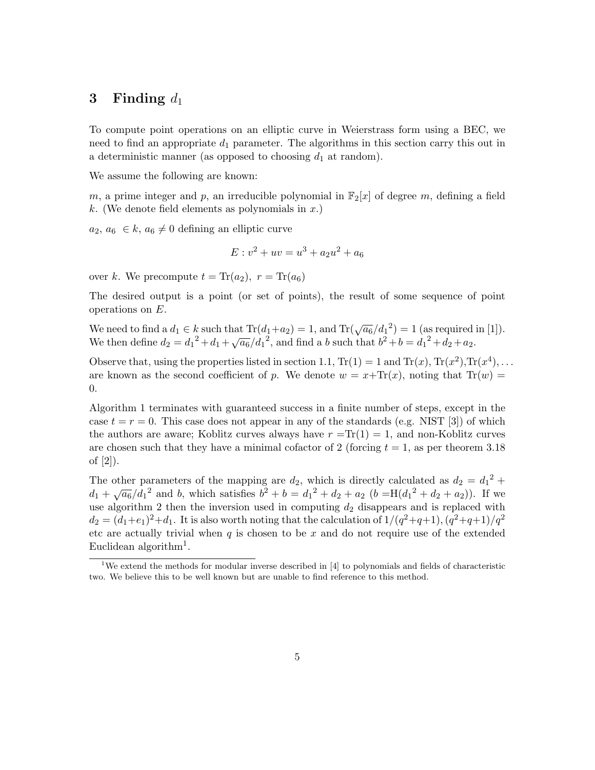## 3 Finding $d_1$

To compute point operations on an elliptic curve in Weierstrass form using a BEC, we need to find an appropriate $d_1$ parameter. The algorithms in this section carry this out in a deterministic manner (as opposed to choosing $d_1$ at random).

We assume the following are known:

$m$, a prime integer and $p$, an irreducible polynomial in $\mathbb{F}_2[x]$ of degree $m$, defining a field $k$. (We denote field elements as polynomials in $x$.)

$a_2$, $a_6 \in k$, $a_6 \neq 0$ defining an elliptic curve

$$E : v^2 + uv = u^3 + a_2u^2 + a_6$$

over $k$. We precompute $t = \mathrm{Tr}(a_2),\ r = \mathrm{Tr}(a_6)$

The desired output is a point (or set of points), the result of some sequence of point operations on $E$.

We need to find a $d_1 \in k$ such that $\mathrm{Tr}(d_1+a_2) = 1$, and $\mathrm{Tr}(\sqrt{a_6}/{d_1}^2) = 1$ (as required in [1]). We then define $d_2 = {d_1}^2 + d_1 + \sqrt{a_6}/{d_1}^2$, and find a $b$ such that $b^2 + b = {d_1}^2 + d_2 + a_2$.

Observe that, using the properties listed in section 1.1, $\mathrm{Tr}(1) = 1$ and $\mathrm{Tr}(x), \mathrm{Tr}(x^2), \mathrm{Tr}(x^4), \ldots$ are known as the second coefficient of $p$. We denote $w = x+\mathrm{Tr}(x)$, noting that $\mathrm{Tr}(w) = 0$.

Algorithm 1 terminates with guaranteed success in a finite number of steps, except in the case $t = r = 0$. This case does not appear in any of the standards (e.g. NIST [3]) of which the authors are aware; Koblitz curves always have $r = \mathrm{Tr}(1) = 1$, and non-Koblitz curves are chosen such that they have a minimal cofactor of 2 (forcing $t = 1$, as per theorem 3.18 of [2]).

The other parameters of the mapping are $d_2$, which is directly calculated as $d_2 = {d_1}^2 + d_1 + \sqrt{a_6}/{d_1}^2$ and $b$, which satisfies $b^2 + b = {d_1}^2 + d_2 + a_2$ ($b = \mathrm{H}({d_1}^2 + d_2 + a_2)$). If we use algorithm 2 then the inversion used in computing $d_2$ disappears and is replaced with $d_2 = (d_1+e_1)^2+d_1$. It is also worth noting that the calculation of $1/(q^2+q+1)$, $(q^2+q+1)/q^2$ etc are actually trivial when $q$ is chosen to be $x$ and do not require use of the extended Euclidean algorithm[1].

[1] We extend the methods for modular inverse described in [4] to polynomials and fields of characteristic two. We believe this to be well known but are unable to find reference to this method.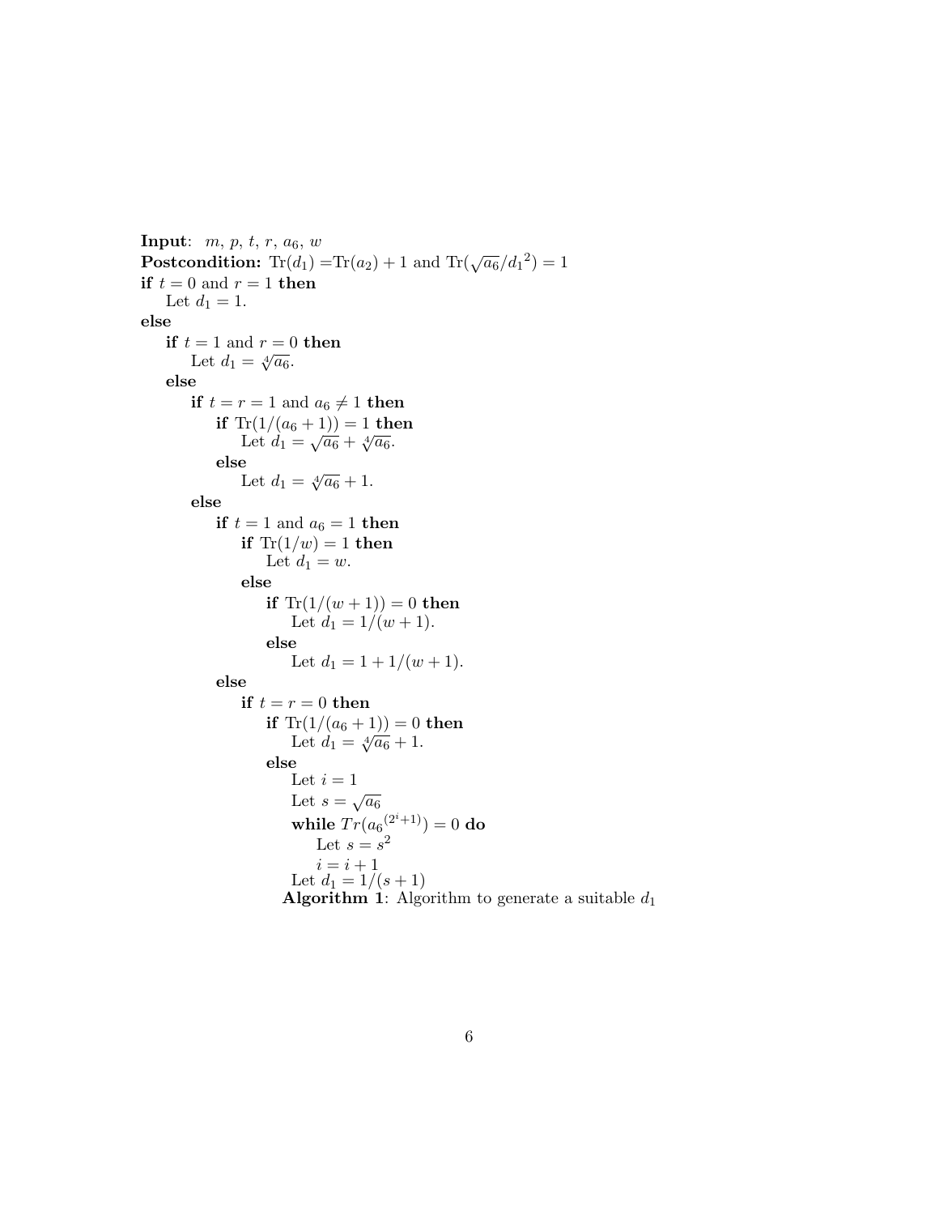**Input**: $m$, $p$, $t$, $r$, $a_6$, $w$
**Postcondition:** $\text{Tr}(d_1) = \text{Tr}(a_2) + 1$ and $\text{Tr}(\sqrt{a_6}/{d_1}^2) = 1$

```
if t = 0 and r = 1 then
    Let d1 = 1.
else
    if t = 1 and r = 0 then
        Let d1 = ⁴√a6.
    else
        if t = r = 1 and a6 ≠ 1 then
            if Tr(1/(a6 + 1)) = 1 then
                Let d1 = √a6 + ⁴√a6.
            else
                Let d1 = ⁴√a6 + 1.
        else
            if t = 1 and a6 = 1 then
                if Tr(1/w) = 1 then
                    Let d1 = w.
                else
                    if Tr(1/(w + 1)) = 0 then
                        Let d1 = 1/(w + 1).
                    else
                        Let d1 = 1 + 1/(w + 1).
            else
                if t = r = 0 then
                    if Tr(1/(a6 + 1)) = 0 then
                        Let d1 = ⁴√a6 + 1.
                    else
                        Let i = 1
                        Let s = √a6
                        while Tr(a6^(2^i+1)) = 0 do
                            Let s = s^2
                            i = i + 1
                        Let d1 = 1/(s + 1)
```

Where the pseudocode above uses: $d_1 = \sqrt[4]{a_6}$; $d_1 = \sqrt{a_6} + \sqrt[4]{a_6}$; $d_1 = \sqrt[4]{a_6} + 1$; $s = \sqrt{a_6}$; **while** $Tr({a_6}^{(2^i+1)}) = 0$ **do**; $s = s^2$.

**Algorithm 1**: Algorithm to generate a suitable $d_1$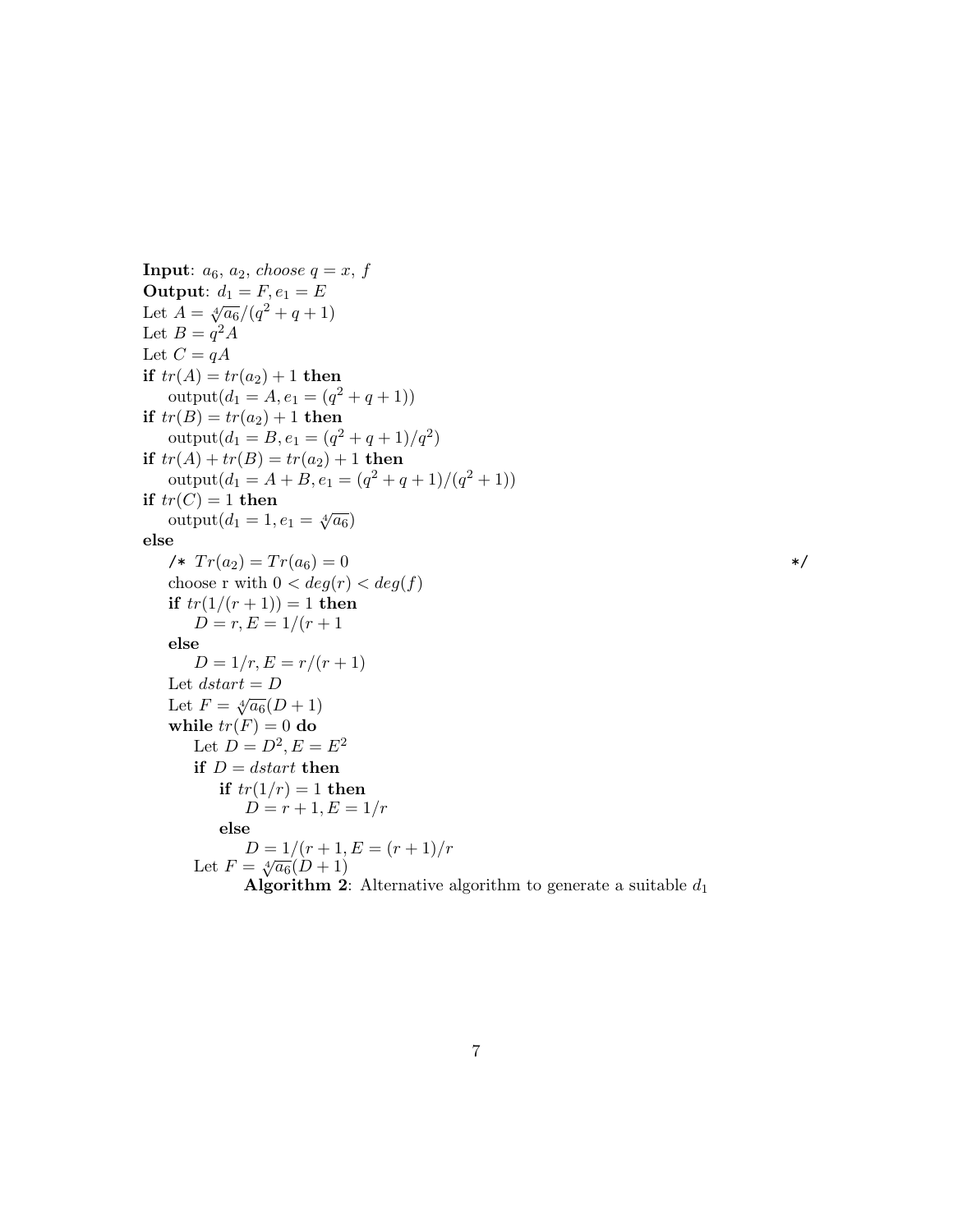**Input**: $a_6$, $a_2$, *choose* $q = x$, $f$
**Output**: $d_1 = F, e_1 = E$

Let $A = \sqrt[4]{a_6}/(q^2 + q + 1)$
Let $B = q^2 A$
Let $C = qA$
**if** $tr(A) = tr(a_2) + 1$ **then**
  output($d_1 = A, e_1 = (q^2 + q + 1)$)
**if** $tr(B) = tr(a_2) + 1$ **then**
  output($d_1 = B, e_1 = (q^2 + q + 1)/q^2$)
**if** $tr(A) + tr(B) = tr(a_2) + 1$ **then**
  output($d_1 = A + B, e_1 = (q^2 + q + 1)/(q^2 + 1)$)
**if** $tr(C) = 1$ **then**
  output($d_1 = 1, e_1 = \sqrt[4]{a_6}$)
**else**
  /* $Tr(a_2) = Tr(a_6) = 0$ */
  choose r with $0 < deg(r) < deg(f)$
  **if** $tr(1/(r + 1)) = 1$ **then**
    $D = r, E = 1/(r + 1$
  **else**
    $D = 1/r, E = r/(r + 1)$
  Let $dstart = D$
  Let $F = \sqrt[4]{a_6}(D + 1)$
  **while** $tr(F) = 0$ **do**
    Let $D = D^2, E = E^2$
    **if** $D = dstart$ **then**
      **if** $tr(1/r) = 1$ **then**
        $D = r + 1, E = 1/r$
      **else**
        $D = 1/(r + 1, E = (r + 1)/r$
    Let $F = \sqrt[4]{a_6}(D + 1)$

**Algorithm 2**: Alternative algorithm to generate a suitable $d_1$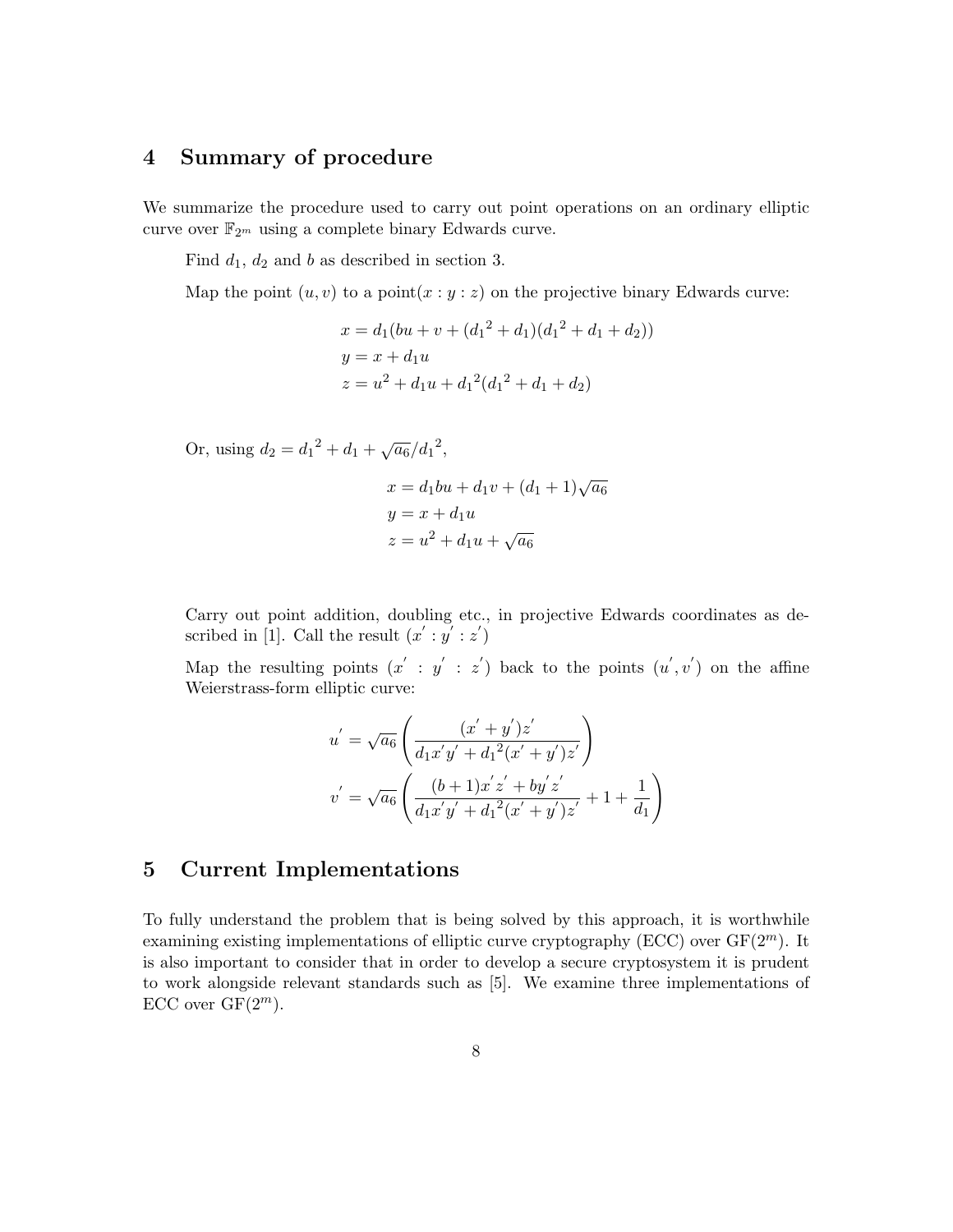## 4 Summary of procedure

We summarize the procedure used to carry out point operations on an ordinary elliptic curve over $\mathbb{F}_{2^m}$ using a complete binary Edwards curve.

Find $d_1$, $d_2$ and $b$ as described in section 3.

Map the point $(u, v)$ to a point $(x : y : z)$ on the projective binary Edwards curve:

$$
\begin{aligned}
x &= d_1(bu + v + ({d_1}^2 + d_1)({d_1}^2 + d_1 + d_2)) \\
y &= x + d_1 u \\
z &= u^2 + d_1 u + {d_1}^2({d_1}^2 + d_1 + d_2)
\end{aligned}
$$

Or, using $d_2 = {d_1}^2 + d_1 + \sqrt{a_6}/{d_1}^2$,

$$
\begin{aligned}
x &= d_1 bu + d_1 v + (d_1 + 1)\sqrt{a_6} \\
y &= x + d_1 u \\
z &= u^2 + d_1 u + \sqrt{a_6}
\end{aligned}
$$

Carry out point addition, doubling etc., in projective Edwards coordinates as described in [1]. Call the result $(x^{'} : y^{'} : z^{'})$

Map the resulting points $(x^{'} : y^{'} : z^{'})$ back to the points $(u^{'}, v^{'})$ on the affine Weierstrass-form elliptic curve:

$$
\begin{aligned}
u^{'} &= \sqrt{a_6}\left(\frac{(x^{'} + y^{'})z^{'}}{d_1 x^{'} y^{'} + {d_1}^2(x^{'} + y^{'})z^{'}}\right) \\
v^{'} &= \sqrt{a_6}\left(\frac{(b+1)x^{'} z^{'} + by^{'} z^{'}}{d_1 x^{'} y^{'} + {d_1}^2(x^{'} + y^{'})z^{'}} + 1 + \frac{1}{d_1}\right)
\end{aligned}
$$

## 5 Current Implementations

To fully understand the problem that is being solved by this approach, it is worthwhile examining existing implementations of elliptic curve cryptography (ECC) over GF($2^m$). It is also important to consider that in order to develop a secure cryptosystem it is prudent to work alongside relevant standards such as [5]. We examine three implementations of ECC over GF($2^m$).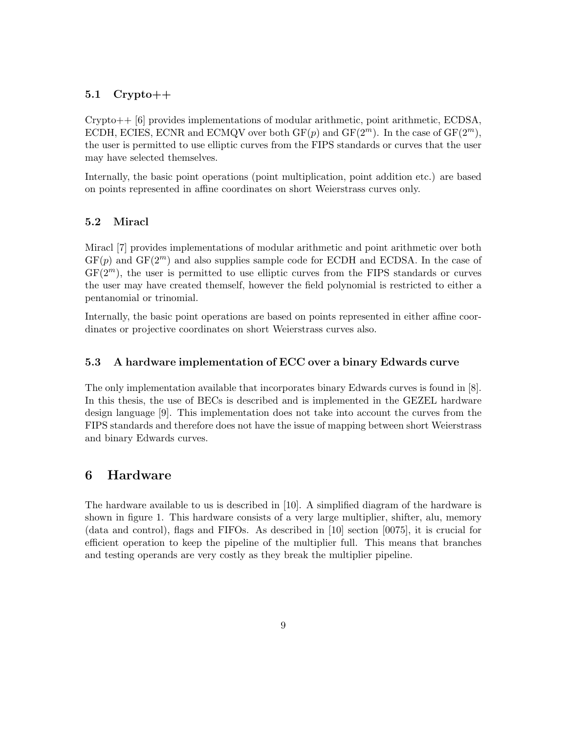### 5.1 Crypto++

Crypto++ [6] provides implementations of modular arithmetic, point arithmetic, ECDSA, ECDH, ECIES, ECNR and ECMQV over both $\mathrm{GF}(p)$ and $\mathrm{GF}(2^m)$. In the case of $\mathrm{GF}(2^m)$, the user is permitted to use elliptic curves from the FIPS standards or curves that the user may have selected themselves.

Internally, the basic point operations (point multiplication, point addition etc.) are based on points represented in affine coordinates on short Weierstrass curves only.

### 5.2 Miracl

Miracl [7] provides implementations of modular arithmetic and point arithmetic over both $\mathrm{GF}(p)$ and $\mathrm{GF}(2^m)$ and also supplies sample code for ECDH and ECDSA. In the case of $\mathrm{GF}(2^m)$, the user is permitted to use elliptic curves from the FIPS standards or curves the user may have created themself, however the field polynomial is restricted to either a pentanomial or trinomial.

Internally, the basic point operations are based on points represented in either affine coordinates or projective coordinates on short Weierstrass curves also.

### 5.3 A hardware implementation of ECC over a binary Edwards curve

The only implementation available that incorporates binary Edwards curves is found in [8]. In this thesis, the use of BECs is described and is implemented in the GEZEL hardware design language [9]. This implementation does not take into account the curves from the FIPS standards and therefore does not have the issue of mapping between short Weierstrass and binary Edwards curves.

## 6 Hardware

The hardware available to us is described in [10]. A simplified diagram of the hardware is shown in figure 1. This hardware consists of a very large multiplier, shifter, alu, memory (data and control), flags and FIFOs. As described in [10] section [0075], it is crucial for efficient operation to keep the pipeline of the multiplier full. This means that branches and testing operands are very costly as they break the multiplier pipeline.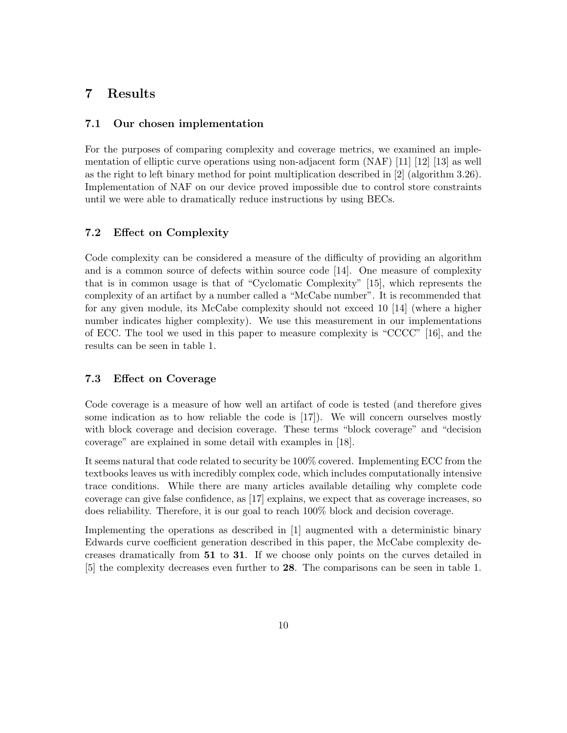## 7 Results

### 7.1 Our chosen implementation

For the purposes of comparing complexity and coverage metrics, we examined an implementation of elliptic curve operations using non-adjacent form (NAF) [11] [12] [13] as well as the right to left binary method for point multiplication described in [2] (algorithm 3.26). Implementation of NAF on our device proved impossible due to control store constraints until we were able to dramatically reduce instructions by using BECs.

### 7.2 Effect on Complexity

Code complexity can be considered a measure of the difficulty of providing an algorithm and is a common source of defects within source code [14]. One measure of complexity that is in common usage is that of "Cyclomatic Complexity" [15], which represents the complexity of an artifact by a number called a "McCabe number". It is recommended that for any given module, its McCabe complexity should not exceed 10 [14] (where a higher number indicates higher complexity). We use this measurement in our implementations of ECC. The tool we used in this paper to measure complexity is "CCCC" [16], and the results can be seen in table 1.

### 7.3 Effect on Coverage

Code coverage is a measure of how well an artifact of code is tested (and therefore gives some indication as to how reliable the code is [17]). We will concern ourselves mostly with block coverage and decision coverage. These terms "block coverage" and "decision coverage" are explained in some detail with examples in [18].

It seems natural that code related to security be 100% covered. Implementing ECC from the textbooks leaves us with incredibly complex code, which includes computationally intensive trace conditions. While there are many articles available detailing why complete code coverage can give false confidence, as [17] explains, we expect that as coverage increases, so does reliability. Therefore, it is our goal to reach 100% block and decision coverage.

Implementing the operations as described in [1] augmented with a deterministic binary Edwards curve coefficient generation described in this paper, the McCabe complexity decreases dramatically from **51** to **31**. If we choose only points on the curves detailed in [5] the complexity decreases even further to **28**. The comparisons can be seen in table 1.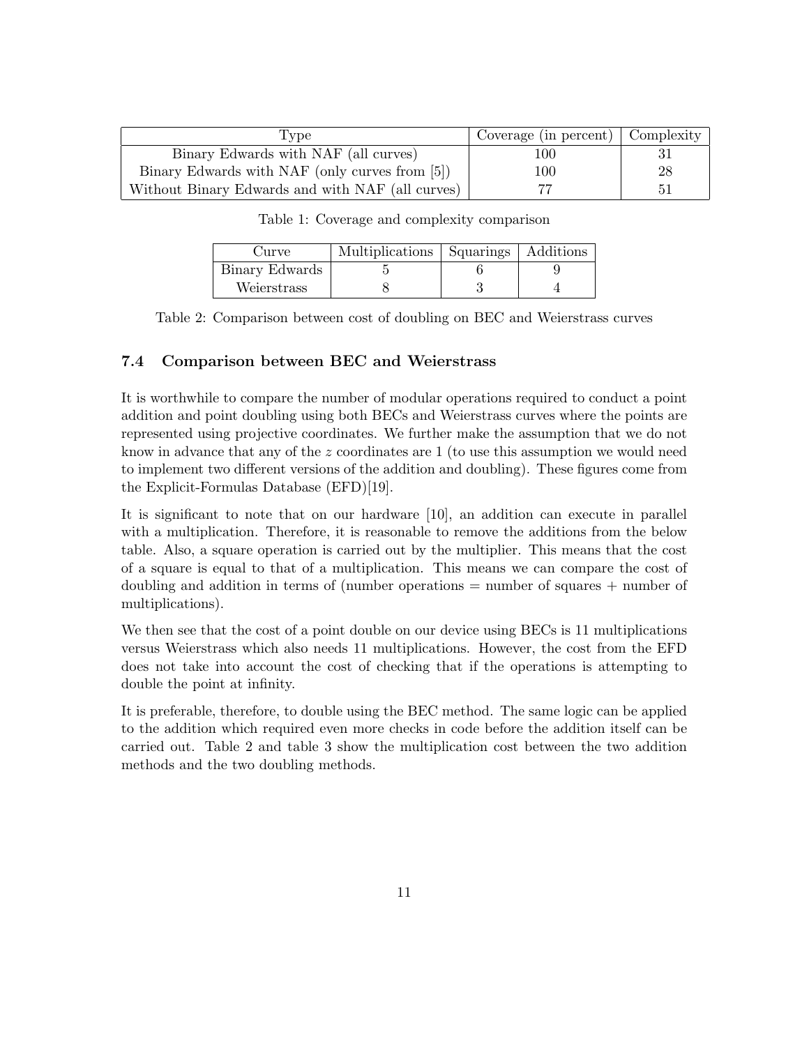| Type | Coverage (in percent) | Complexity |
| --- | --- | --- |
| Binary Edwards with NAF (all curves) | 100 | 31 |
| Binary Edwards with NAF (only curves from [5]) | 100 | 28 |
| Without Binary Edwards and with NAF (all curves) | 77 | 51 |

Table 1: Coverage and complexity comparison

| Curve | Multiplications | Squarings | Additions |
| --- | --- | --- | --- |
| Binary Edwards | 5 | 6 | 9 |
| Weierstrass | 8 | 3 | 4 |

Table 2: Comparison between cost of doubling on BEC and Weierstrass curves

### 7.4 Comparison between BEC and Weierstrass

It is worthwhile to compare the number of modular operations required to conduct a point addition and point doubling using both BECs and Weierstrass curves where the points are represented using projective coordinates. We further make the assumption that we do not know in advance that any of the $z$ coordinates are 1 (to use this assumption we would need to implement two different versions of the addition and doubling). These figures come from the Explicit-Formulas Database (EFD)[19].

It is significant to note that on our hardware [10], an addition can execute in parallel with a multiplication. Therefore, it is reasonable to remove the additions from the below table. Also, a square operation is carried out by the multiplier. This means that the cost of a square is equal to that of a multiplication. This means we can compare the cost of doubling and addition in terms of (number operations = number of squares + number of multiplications).

We then see that the cost of a point double on our device using BECs is 11 multiplications versus Weierstrass which also needs 11 multiplications. However, the cost from the EFD does not take into account the cost of checking that if the operations is attempting to double the point at infinity.

It is preferable, therefore, to double using the BEC method. The same logic can be applied to the addition which required even more checks in code before the addition itself can be carried out. Table 2 and table 3 show the multiplication cost between the two addition methods and the two doubling methods.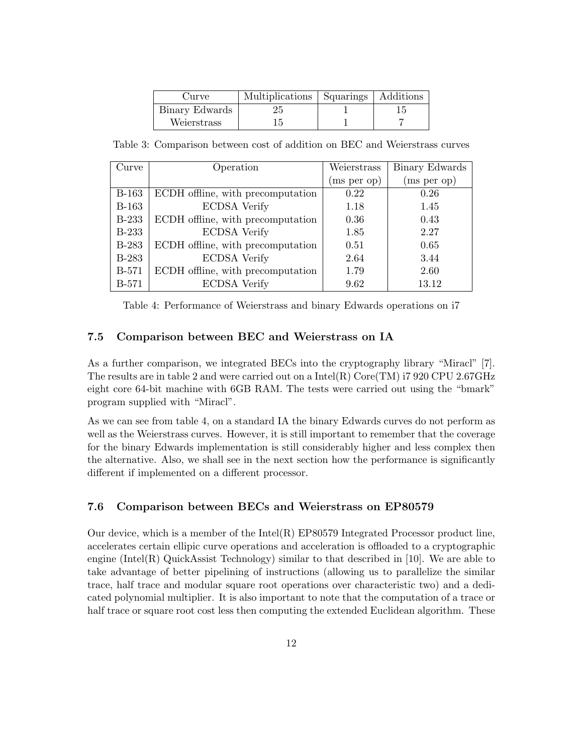| Curve | Multiplications | Squarings | Additions |
|---|---|---|---|
| Binary Edwards | 25 | 1 | 15 |
| Weierstrass | 15 | 1 | 7 |

Table 3: Comparison between cost of addition on BEC and Weierstrass curves

| Curve | Operation | Weierstrass (ms per op) | Binary Edwards (ms per op) |
|---|---|---|---|
| B-163 | ECDH offline, with precomputation | 0.22 | 0.26 |
| B-163 | ECDSA Verify | 1.18 | 1.45 |
| B-233 | ECDH offline, with precomputation | 0.36 | 0.43 |
| B-233 | ECDSA Verify | 1.85 | 2.27 |
| B-283 | ECDH offline, with precomputation | 0.51 | 0.65 |
| B-283 | ECDSA Verify | 2.64 | 3.44 |
| B-571 | ECDH offline, with precomputation | 1.79 | 2.60 |
| B-571 | ECDSA Verify | 9.62 | 13.12 |

Table 4: Performance of Weierstrass and binary Edwards operations on i7

### 7.5 Comparison between BEC and Weierstrass on IA

As a further comparison, we integrated BECs into the cryptography library "Miracl" [7]. The results are in table 2 and were carried out on a Intel(R) Core(TM) i7 920 CPU 2.67GHz eight core 64-bit machine with 6GB RAM. The tests were carried out using the "bmark" program supplied with "Miracl".

As we can see from table 4, on a standard IA the binary Edwards curves do not perform as well as the Weierstrass curves. However, it is still important to remember that the coverage for the binary Edwards implementation is still considerably higher and less complex then the alternative. Also, we shall see in the next section how the performance is significantly different if implemented on a different processor.

### 7.6 Comparison between BECs and Weierstrass on EP80579

Our device, which is a member of the Intel(R) EP80579 Integrated Processor product line, accelerates certain ellipic curve operations and acceleration is offloaded to a cryptographic engine (Intel(R) QuickAssist Technology) similar to that described in [10]. We are able to take advantage of better pipelining of instructions (allowing us to parallelize the similar trace, half trace and modular square root operations over characteristic two) and a dedicated polynomial multiplier. It is also important to note that the computation of a trace or half trace or square root cost less then computing the extended Euclidean algorithm. These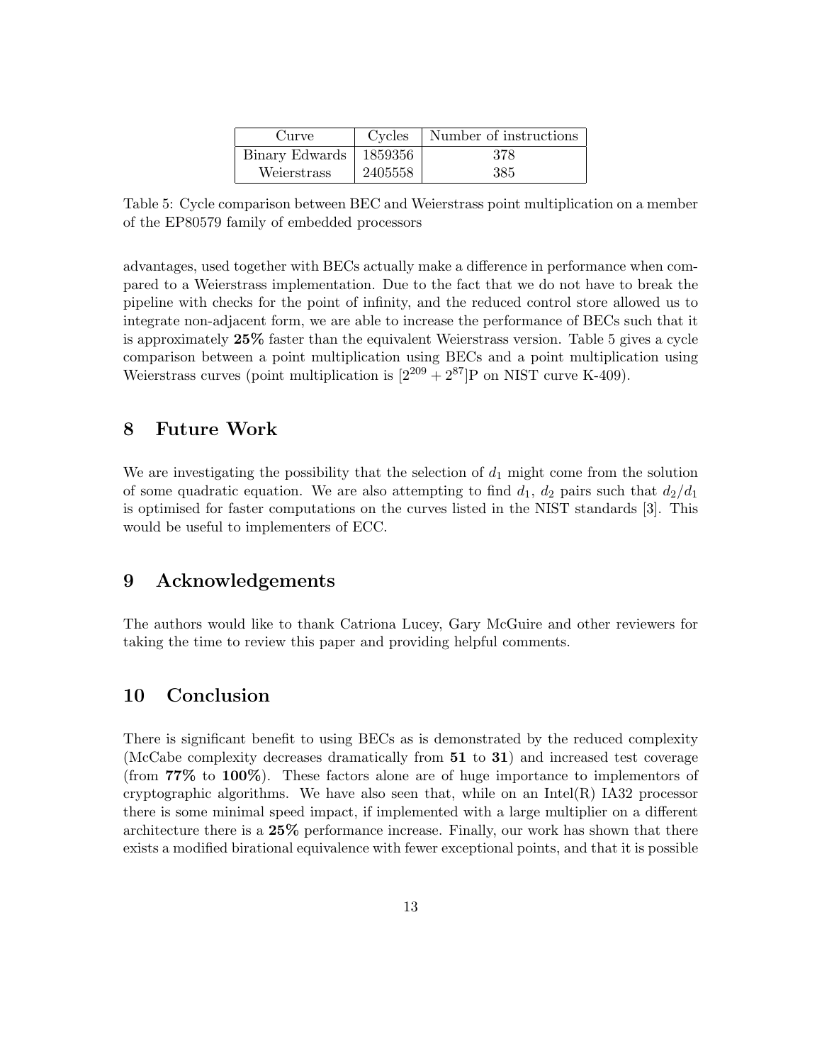| Curve | Cycles | Number of instructions |
|---|---|---|
| Binary Edwards | 1859356 | 378 |
| Weierstrass | 2405558 | 385 |

Table 5: Cycle comparison between BEC and Weierstrass point multiplication on a member of the EP80579 family of embedded processors

advantages, used together with BECs actually make a difference in performance when compared to a Weierstrass implementation. Due to the fact that we do not have to break the pipeline with checks for the point of infinity, and the reduced control store allowed us to integrate non-adjacent form, we are able to increase the performance of BECs such that it is approximately **25%** faster than the equivalent Weierstrass version. Table 5 gives a cycle comparison between a point multiplication using BECs and a point multiplication using Weierstrass curves (point multiplication is $[2^{209} + 2^{87}]$P on NIST curve K-409).

## 8 Future Work

We are investigating the possibility that the selection of $d_1$ might come from the solution of some quadratic equation. We are also attempting to find $d_1$, $d_2$ pairs such that $d_2/d_1$ is optimised for faster computations on the curves listed in the NIST standards [3]. This would be useful to implementers of ECC.

## 9 Acknowledgements

The authors would like to thank Catriona Lucey, Gary McGuire and other reviewers for taking the time to review this paper and providing helpful comments.

## 10 Conclusion

There is significant benefit to using BECs as is demonstrated by the reduced complexity (McCabe complexity decreases dramatically from **51** to **31**) and increased test coverage (from **77%** to **100%**). These factors alone are of huge importance to implementors of cryptographic algorithms. We have also seen that, while on an Intel(R) IA32 processor there is some minimal speed impact, if implemented with a large multiplier on a different architecture there is a **25%** performance increase. Finally, our work has shown that there exists a modified birational equivalence with fewer exceptional points, and that it is possible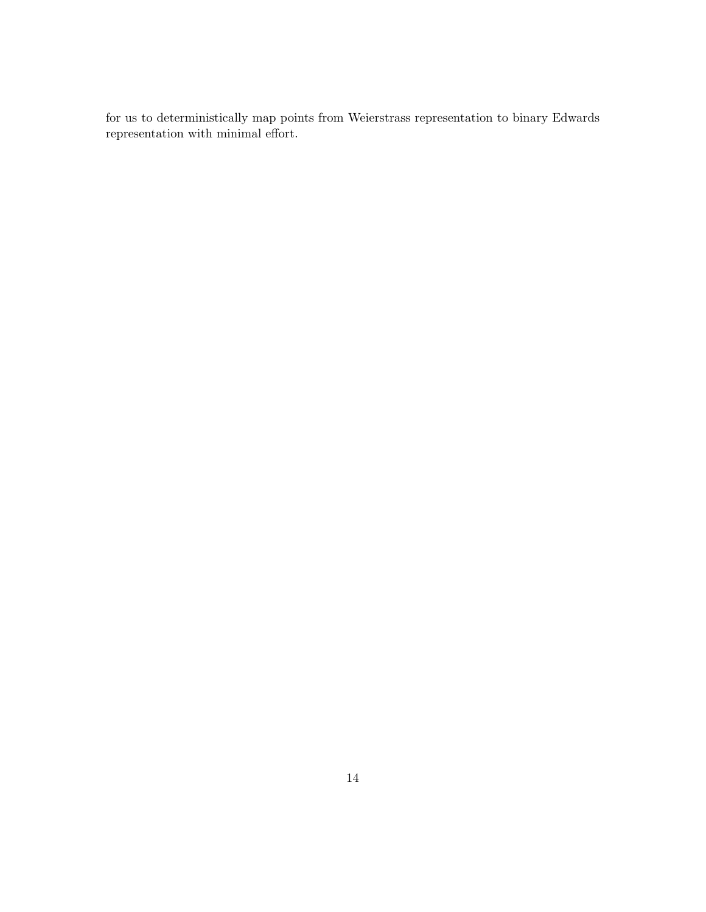for us to deterministically map points from Weierstrass representation to binary Edwards representation with minimal effort.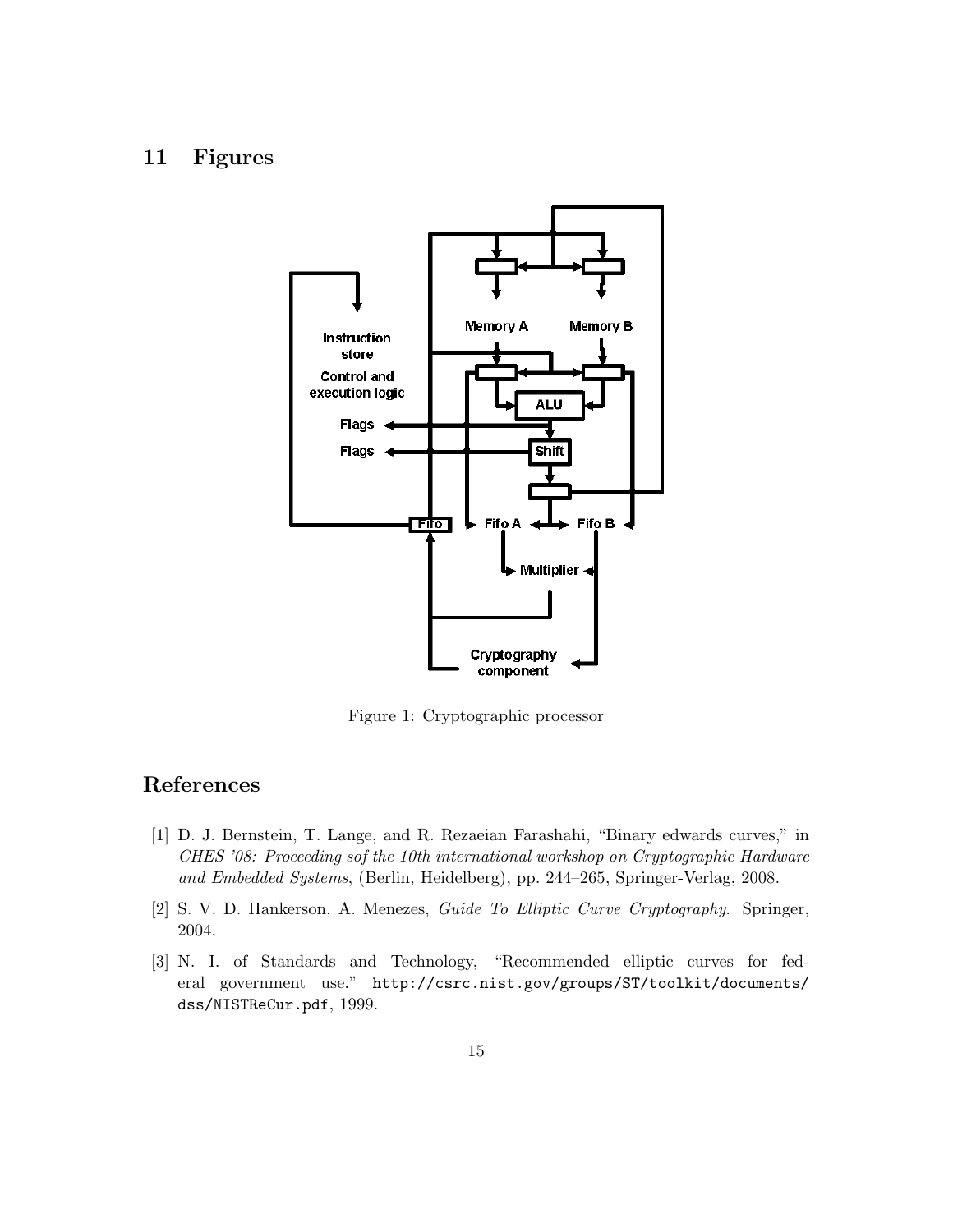## 11 Figures

Figure 1: Cryptographic processor

# References

[1] D. J. Bernstein, T. Lange, and R. Rezaeian Farashahi, "Binary edwards curves," in *CHES '08: Proceeding sof the 10th international workshop on Cryptographic Hardware and Embedded Systems*, (Berlin, Heidelberg), pp. 244–265, Springer-Verlag, 2008.

[2] S. V. D. Hankerson, A. Menezes, *Guide To Elliptic Curve Cryptography*. Springer, 2004.

[3] N. I. of Standards and Technology, "Recommended elliptic curves for federal government use." `http://csrc.nist.gov/groups/ST/toolkit/documents/dss/NISTReCur.pdf`, 1999.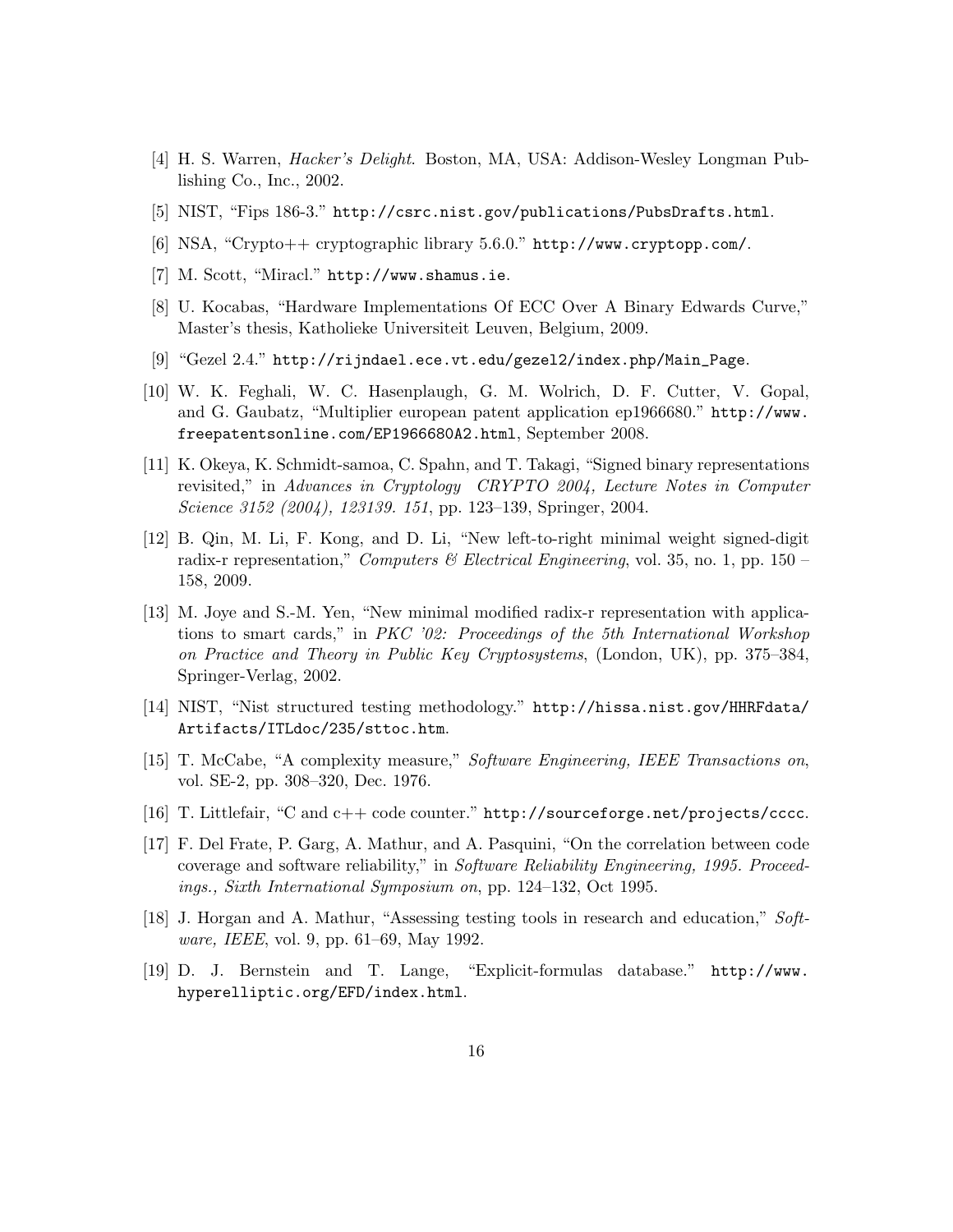[4] H. S. Warren, *Hacker's Delight*. Boston, MA, USA: Addison-Wesley Longman Publishing Co., Inc., 2002.

[5] NIST, "Fips 186-3." `http://csrc.nist.gov/publications/PubsDrafts.html`.

[6] NSA, "Crypto++ cryptographic library 5.6.0." `http://www.cryptopp.com/`.

[7] M. Scott, "Miracl." `http://www.shamus.ie`.

[8] U. Kocabas, "Hardware Implementations Of ECC Over A Binary Edwards Curve," Master's thesis, Katholieke Universiteit Leuven, Belgium, 2009.

[9] "Gezel 2.4." `http://rijndael.ece.vt.edu/gezel2/index.php/Main_Page`.

[10] W. K. Feghali, W. C. Hasenplaugh, G. M. Wolrich, D. F. Cutter, V. Gopal, and G. Gaubatz, "Multiplier european patent application ep1966680." `http://www.freepatentsonline.com/EP1966680A2.html`, September 2008.

[11] K. Okeya, K. Schmidt-samoa, C. Spahn, and T. Takagi, "Signed binary representations revisited," in *Advances in Cryptology CRYPTO 2004, Lecture Notes in Computer Science 3152 (2004), 123139. 151*, pp. 123–139, Springer, 2004.

[12] B. Qin, M. Li, F. Kong, and D. Li, "New left-to-right minimal weight signed-digit radix-r representation," *Computers & Electrical Engineering*, vol. 35, no. 1, pp. 150 – 158, 2009.

[13] M. Joye and S.-M. Yen, "New minimal modified radix-r representation with applications to smart cards," in *PKC '02: Proceedings of the 5th International Workshop on Practice and Theory in Public Key Cryptosystems*, (London, UK), pp. 375–384, Springer-Verlag, 2002.

[14] NIST, "Nist structured testing methodology." `http://hissa.nist.gov/HHRFdata/Artifacts/ITLdoc/235/sttoc.htm`.

[15] T. McCabe, "A complexity measure," *Software Engineering, IEEE Transactions on*, vol. SE-2, pp. 308–320, Dec. 1976.

[16] T. Littlefair, "C and c++ code counter." `http://sourceforge.net/projects/cccc`.

[17] F. Del Frate, P. Garg, A. Mathur, and A. Pasquini, "On the correlation between code coverage and software reliability," in *Software Reliability Engineering, 1995. Proceedings., Sixth International Symposium on*, pp. 124–132, Oct 1995.

[18] J. Horgan and A. Mathur, "Assessing testing tools in research and education," *Software, IEEE*, vol. 9, pp. 61–69, May 1992.

[19] D. J. Bernstein and T. Lange, "Explicit-formulas database." `http://www.hyperelliptic.org/EFD/index.html`.